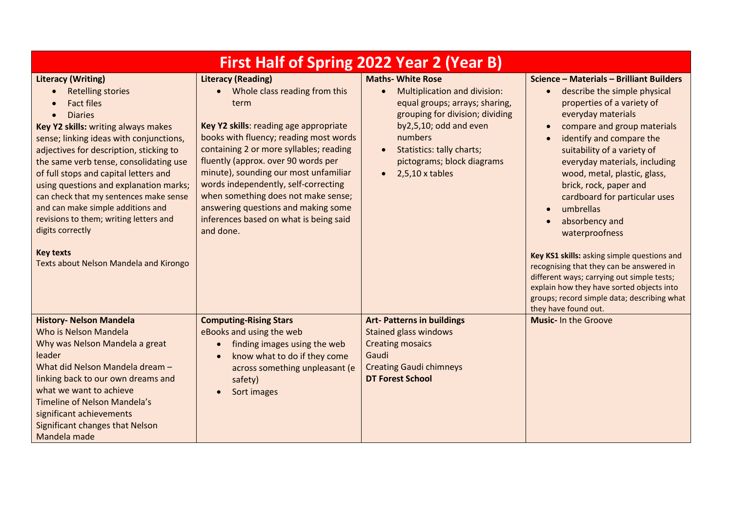# First Half of Spring 2022 Year 2 (Year B)

| Literacy (Writing) | Literacy (Reading) | Maths- White Rose | Science – Materials – Brilliant Builders |
|---|---|---|---|
| <ul><li>Retelling stories</li><li>Fact files</li><li>Diaries</li></ul>**Key Y2 skills:** writing always makes sense; linking ideas with conjunctions, adjectives for description, sticking to the same verb tense, consolidating use of full stops and capital letters and using questions and explanation marks; can check that my sentences make sense and can make simple additions and revisions to them; writing letters and digits correctly<br><br>**Key texts**<br>Texts about Nelson Mandela and Kirongo | <ul><li>Whole class reading from this term</li></ul>**Key Y2 skills**: reading age appropriate books with fluency; reading most words containing 2 or more syllables; reading fluently (approx. over 90 words per minute), sounding our most unfamiliar words independently, self-correcting when something does not make sense; answering questions and making some inferences based on what is being said and done. | <ul><li>Multiplication and division: equal groups; arrays; sharing, grouping for division; dividing by2,5,10; odd and even numbers</li><li>Statistics: tally charts; pictograms; block diagrams</li><li>2,5,10 x tables</li></ul> | <ul><li>describe the simple physical properties of a variety of everyday materials</li><li>compare and group materials</li><li>identify and compare the suitability of a variety of everyday materials, including wood, metal, plastic, glass, brick, rock, paper and cardboard for particular uses</li><li>umbrellas</li><li>absorbency and waterproofness</li></ul>**Key KS1 skills:** asking simple questions and recognising that they can be answered in different ways; carrying out simple tests; explain how they have sorted objects into groups; record simple data; describing what they have found out. |
| **History- Nelson Mandela**<br>Who is Nelson Mandela<br>Why was Nelson Mandela a great leader<br>What did Nelson Mandela dream – linking back to our own dreams and what we want to achieve<br>Timeline of Nelson Mandela's significant achievements<br>Significant changes that Nelson Mandela made | **Computing-Rising Stars**<br>eBooks and using the web<ul><li>finding images using the web</li><li>know what to do if they come across something unpleasant (e safety)</li><li>Sort images</li></ul> | **Art- Patterns in buildings**<br>Stained glass windows<br>Creating mosaics<br>Gaudi<br>Creating Gaudi chimneys<br>**DT Forest School** | **Music-** In the Groove |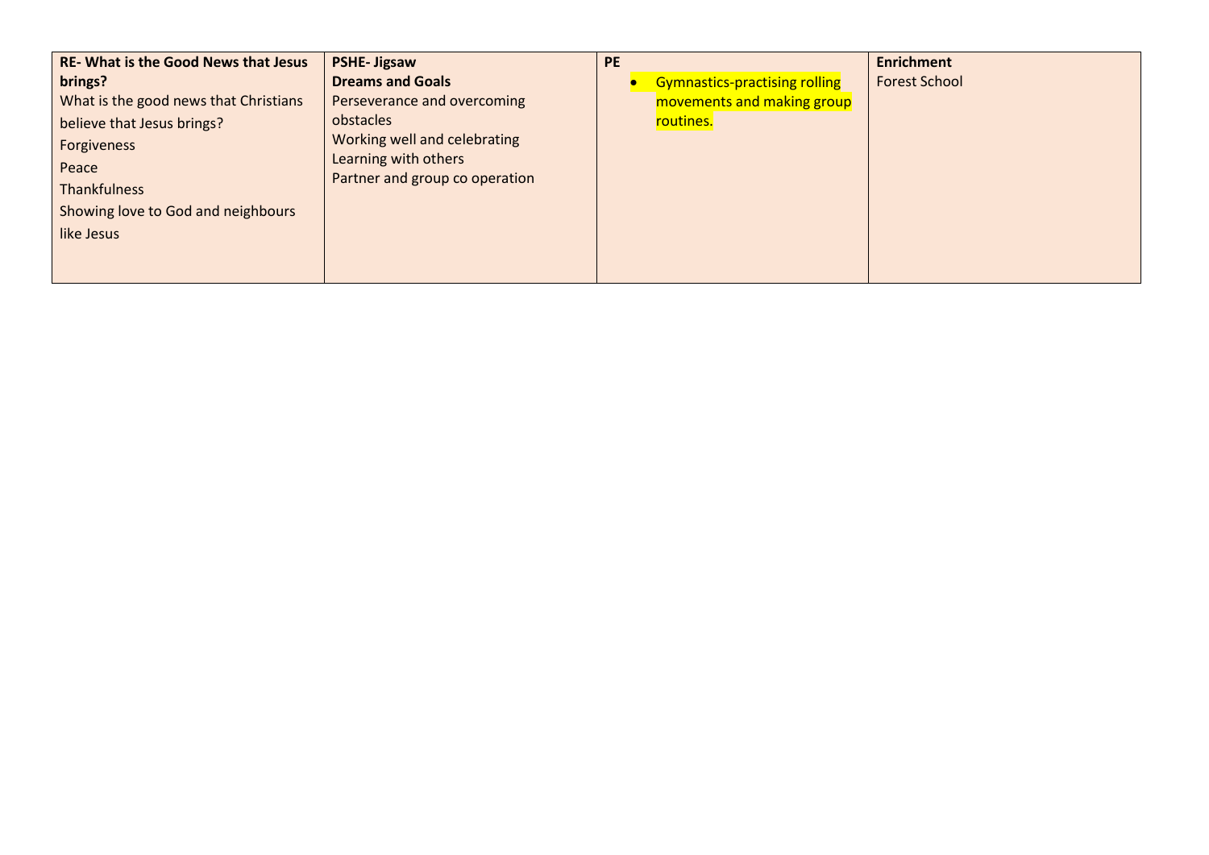| | | | |
|---|---|---|---|
| **RE- What is the Good News that Jesus brings?**<br>What is the good news that Christians believe that Jesus brings?<br>Forgiveness<br>Peace<br>Thankfulness<br>Showing love to God and neighbours like Jesus | **PSHE- Jigsaw**<br>**Dreams and Goals**<br>Perseverance and overcoming obstacles<br>Working well and celebrating Learning with others<br>Partner and group co operation | **PE**<br>• Gymnastics-practising rolling movements and making group routines. | **Enrichment**<br>Forest School |